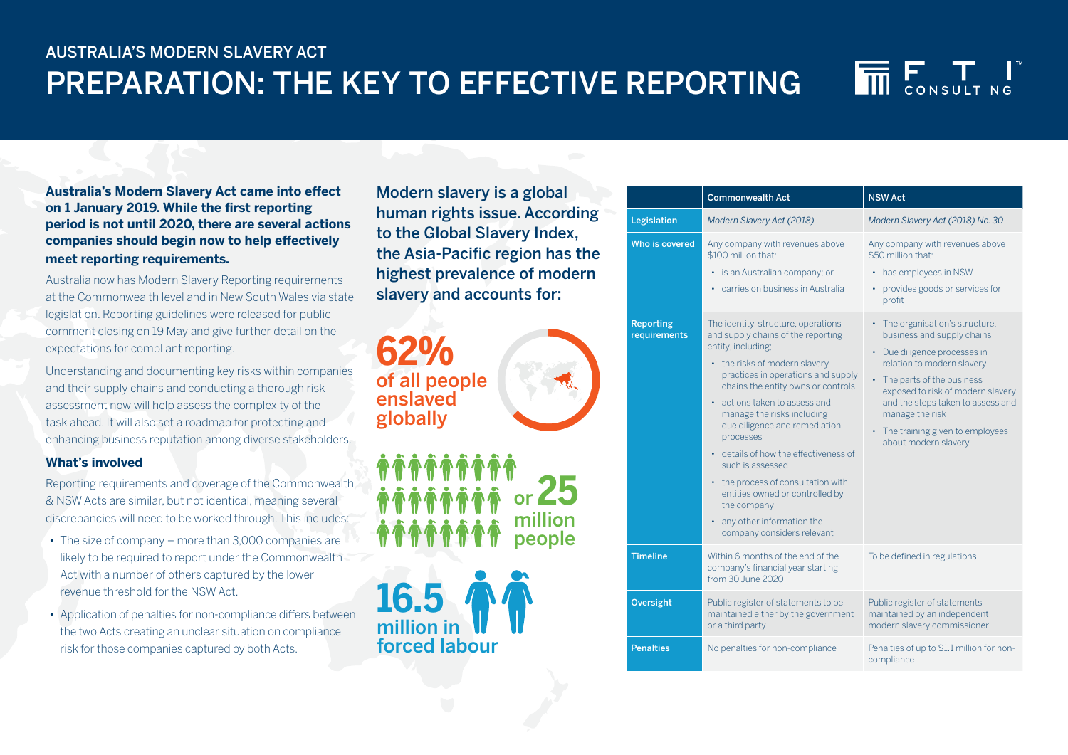AUSTRALIA'S MODERN SLAVERY ACT

# PREPARATION: THE KEY TO EFFECTIVE REPORTING

**Australia's Modern Slavery Act came into effect on 1 January 2019. While the first reporting period is not until 2020, there are several actions companies should begin now to help effectively meet reporting requirements.**

Australia now has Modern Slavery Reporting requirements at the Commonwealth level and in New South Wales via state legislation. Reporting guidelines were released for public comment closing on 19 May and give further detail on the expectations for compliant reporting.

Understanding and documenting key risks within companies and their supply chains and conducting a thorough risk assessment now will help assess the complexity of the task ahead. It will also set a roadmap for protecting and enhancing business reputation among diverse stakeholders.

### What's involved

Reporting requirements and coverage of the Commonwealth & NSW Acts are similar, but not identical, meaning several discrepancies will need to be worked through. This includes:

- The size of company – more than 3,000 companies are likely to be required to report under the Commonwealth Act with a number of others captured by the lower revenue threshold for the NSW Act.
- Application of penalties for non-compliance differs between the two Acts creating an unclear situation on compliance risk for those companies captured by both Acts.

## Modern slavery is a global human rights issue. According to the Global Slavery Index, the Asia-Pacific region has the highest prevalence of modern slavery and accounts for:

**62%** of all people enslaved globally

or **25 million people**

**16.5 million in forced labour**

| | Commonwealth Act | NSW Act |
|---|---|---|
| **Legislation** | *Modern Slavery Act (2018)* | *Modern Slavery Act (2018) No. 30* |
| **Who is covered** | Any company with revenues above $100 million that:<br>• is an Australian company; or<br>• carries on business in Australia | Any company with revenues above $50 million that:<br>• has employees in NSW<br>• provides goods or services for profit |
| **Reporting requirements** | The identity, structure, operations and supply chains of the reporting entity, including;<br>• the risks of modern slavery practices in operations and supply chains the entity owns or controls<br>• actions taken to assess and manage the risks including due diligence and remediation processes<br>• details of how the effectiveness of such is assessed<br>• the process of consultation with entities owned or controlled by the company<br>• any other information the company considers relevant | • The organisation's structure, business and supply chains<br>• Due diligence processes in relation to modern slavery<br>• The parts of the business exposed to risk of modern slavery and the steps taken to assess and manage the risk<br>• The training given to employees about modern slavery |
| **Timeline** | Within 6 months of the end of the company's financial year starting from 30 June 2020 | To be defined in regulations |
| **Oversight** | Public register of statements to be maintained either by the government or a third party | Public register of statements maintained by an independent modern slavery commissioner |
| **Penalties** | No penalties for non-compliance | Penalties of up to $1.1 million for non-compliance |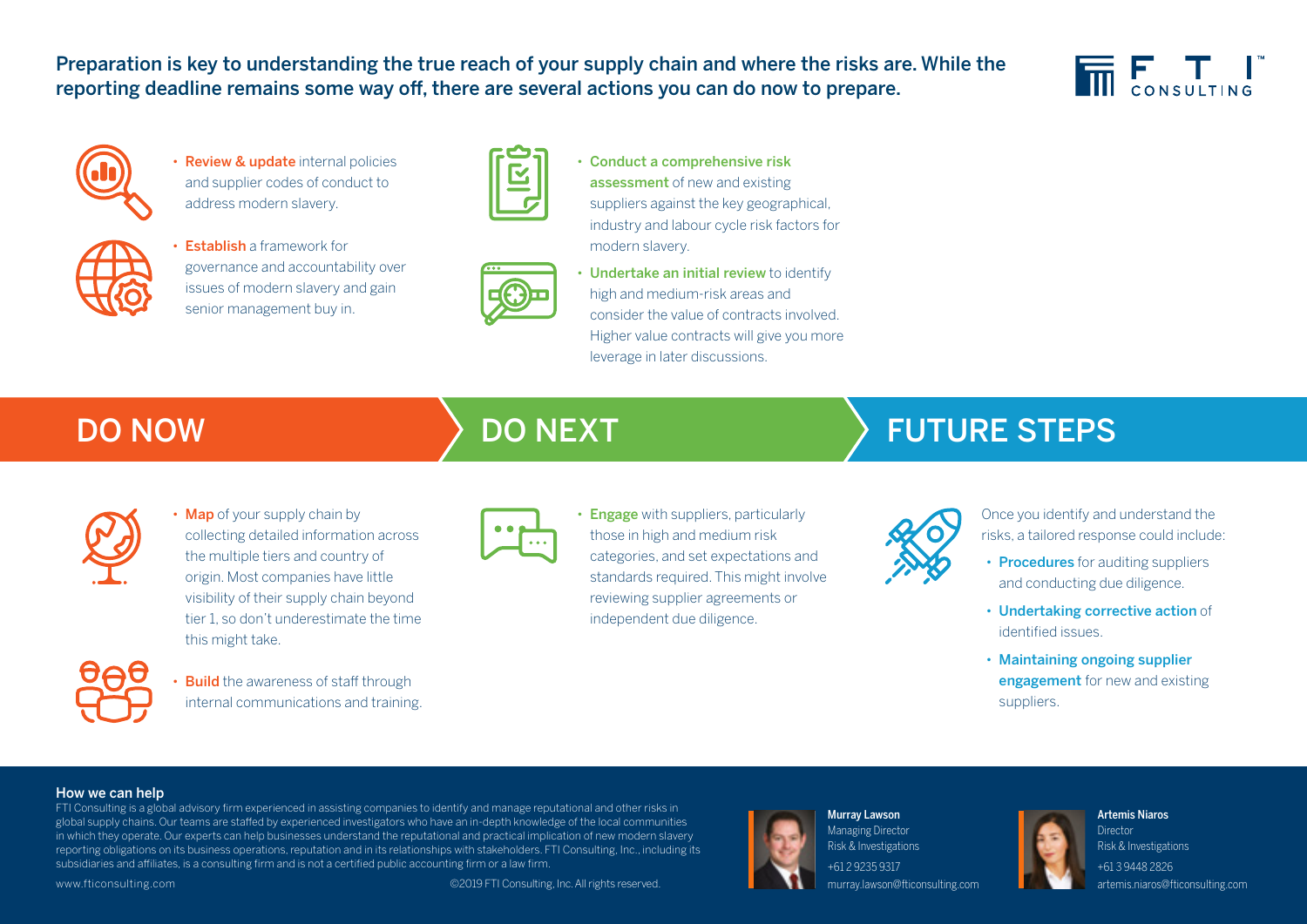Preparation is key to understanding the true reach of your supply chain and where the risks are. While the reporting deadline remains some way off, there are several actions you can do now to prepare.

## DO NOW

- **Review & update** internal policies and supplier codes of conduct to address modern slavery.
- **Establish** a framework for governance and accountability over issues of modern slavery and gain senior management buy in.
- **Map** of your supply chain by collecting detailed information across the multiple tiers and country of origin. Most companies have little visibility of their supply chain beyond tier 1, so don't underestimate the time this might take.
- **Build** the awareness of staff through internal communications and training.

## DO NEXT

- **Conduct a comprehensive risk assessment** of new and existing suppliers against the key geographical, industry and labour cycle risk factors for modern slavery.
- **Undertake an initial review** to identify high and medium-risk areas and consider the value of contracts involved. Higher value contracts will give you more leverage in later discussions.
- **Engage** with suppliers, particularly those in high and medium risk categories, and set expectations and standards required. This might involve reviewing supplier agreements or independent due diligence.

## FUTURE STEPS

Once you identify and understand the risks, a tailored response could include:

- **Procedures** for auditing suppliers and conducting due diligence.
- **Undertaking corrective action** of identified issues.
- **Maintaining ongoing supplier engagement** for new and existing suppliers.

### How we can help

FTI Consulting is a global advisory firm experienced in assisting companies to identify and manage reputational and other risks in global supply chains. Our teams are staffed by experienced investigators who have an in-depth knowledge of the local communities in which they operate. Our experts can help businesses understand the reputational and practical implication of new modern slavery reporting obligations on its business operations, reputation and in its relationships with stakeholders. FTI Consulting, Inc., including its subsidiaries and affiliates, is a consulting firm and is not a certified public accounting firm or a law firm.

**Murray Lawson**
Managing Director
Risk & Investigations
+61 2 9235 9317
murray.lawson@fticonsulting.com

**Artemis Niaros**
Director
Risk & Investigations
+61 3 9448 2826
artemis.niaros@fticonsulting.com

www.fticonsulting.com

©2019 FTI Consulting, Inc. All rights reserved.